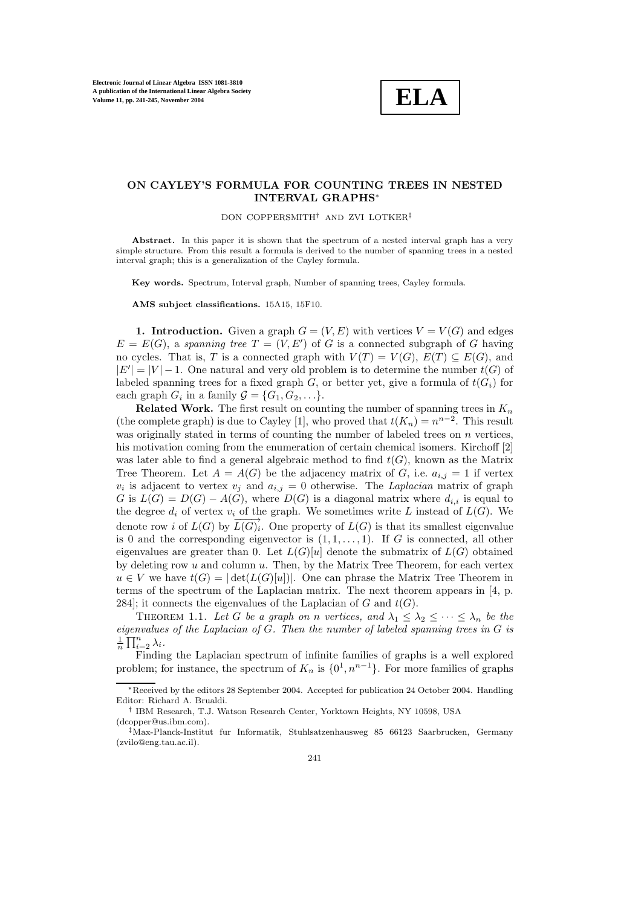# ON CAYLEY'S FORMULA FOR COUNTING TREES IN NESTED INTERVAL GRAPHS*

DON COPPERSMITH† AND ZVI LOTKER‡

**Abstract.** In this paper it is shown that the spectrum of a nested interval graph has a very simple structure. From this result a formula is derived to the number of spanning trees in a nested interval graph; this is a generalization of the Cayley formula.

**Key words.** Spectrum, Interval graph, Number of spanning trees, Cayley formula.

**AMS subject classifications.** 15A15, 15F10.

**1. Introduction.** Given a graph $G = (V, E)$ with vertices $V = V(G)$ and edges $E = E(G)$, a *spanning tree* $T = (V, E')$ of $G$ is a connected subgraph of $G$ having no cycles. That is, $T$ is a connected graph with $V(T) = V(G)$, $E(T) \subseteq E(G)$, and $|E'| = |V| - 1$. One natural and very old problem is to determine the number $t(G)$ of labeled spanning trees for a fixed graph $G$, or better yet, give a formula of $t(G_i)$ for each graph $G_i$ in a family $\mathcal{G} = \{G_1, G_2, \ldots\}$.

**Related Work.** The first result on counting the number of spanning trees in $K_n$ (the complete graph) is due to Cayley [1], who proved that $t(K_n) = n^{n-2}$. This result was originally stated in terms of counting the number of labeled trees on $n$ vertices, his motivation coming from the enumeration of certain chemical isomers. Kirchoff [2] was later able to find a general algebraic method to find $t(G)$, known as the Matrix Tree Theorem. Let $A = A(G)$ be the adjacency matrix of $G$, i.e. $a_{i,j} = 1$ if vertex $v_i$ is adjacent to vertex $v_j$ and $a_{i,j} = 0$ otherwise. The *Laplacian* matrix of graph $G$ is $L(G) = D(G) - A(G)$, where $D(G)$ is a diagonal matrix where $d_{i,i}$ is equal to the degree $d_i$ of vertex $v_i$ of the graph. We sometimes write $L$ instead of $L(G)$. We denote row $i$ of $L(G)$ by $\overrightarrow{L(G)_i}$. One property of $L(G)$ is that its smallest eigenvalue is 0 and the corresponding eigenvector is $(1, 1, \ldots, 1)$. If $G$ is connected, all other eigenvalues are greater than 0. Let $L(G)[u]$ denote the submatrix of $L(G)$ obtained by deleting row $u$ and column $u$. Then, by the Matrix Tree Theorem, for each vertex $u \in V$ we have $t(G) = |\det(L(G)[u])|$. One can phrase the Matrix Tree Theorem in terms of the spectrum of the Laplacian matrix. The next theorem appears in [4, p. 284]; it connects the eigenvalues of the Laplacian of $G$ and $t(G)$.

THEOREM 1.1. *Let $G$ be a graph on $n$ vertices, and $\lambda_1 \leq \lambda_2 \leq \cdots \leq \lambda_n$ be the eigenvalues of the Laplacian of $G$. Then the number of labeled spanning trees in $G$ is* $\frac{1}{n} \prod_{i=2}^{n} \lambda_i$.

Finding the Laplacian spectrum of infinite families of graphs is a well explored problem; for instance, the spectrum of $K_n$ is $\{0^1, n^{n-1}\}$. For more families of graphs

---

*Received by the editors 28 September 2004. Accepted for publication 24 October 2004. Handling Editor: Richard A. Brualdi.

† IBM Research, T.J. Watson Research Center, Yorktown Heights, NY 10598, USA (dcopper@us.ibm.com).

‡ Max-Planck-Institut fur Informatik, Stuhlsatzenhausweg 85 66123 Saarbrucken, Germany (zvilo@eng.tau.ac.il).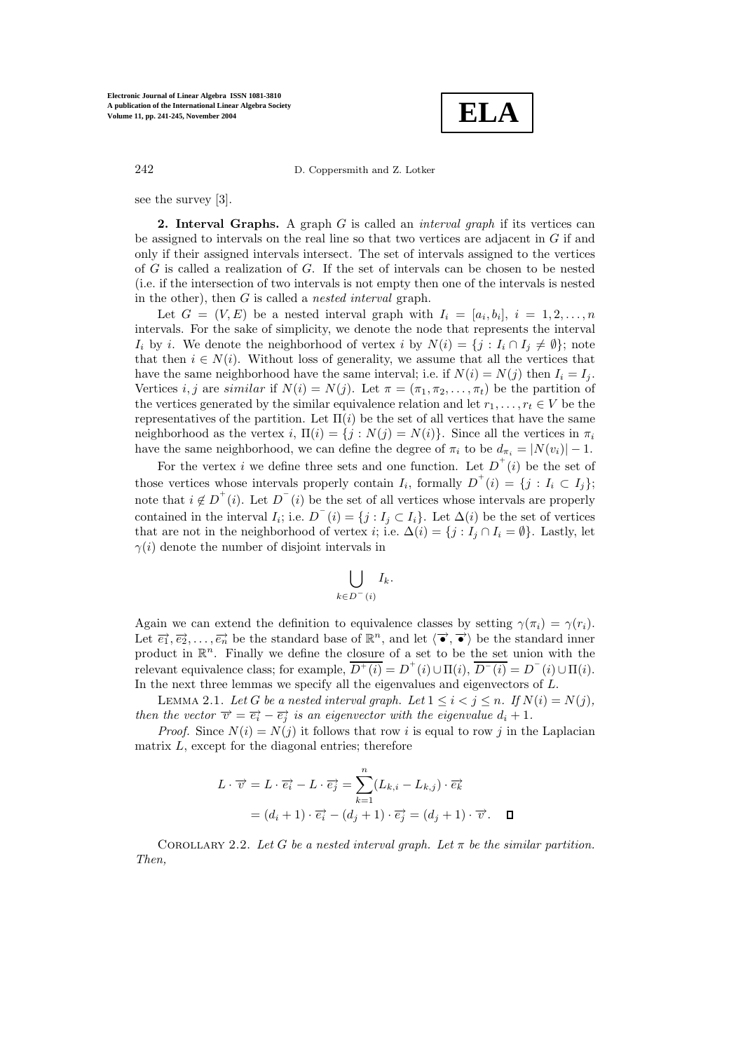see the survey [3].

**2. Interval Graphs.** A graph $G$ is called an *interval graph* if its vertices can be assigned to intervals on the real line so that two vertices are adjacent in $G$ if and only if their assigned intervals intersect. The set of intervals assigned to the vertices of $G$ is called a realization of $G$. If the set of intervals can be chosen to be nested (i.e. if the intersection of two intervals is not empty then one of the intervals is nested in the other), then $G$ is called a *nested interval* graph.

Let $G = (V, E)$ be a nested interval graph with $I_i = [a_i, b_i]$, $i = 1, 2, \ldots, n$ intervals. For the sake of simplicity, we denote the node that represents the interval $I_i$ by $i$. We denote the neighborhood of vertex $i$ by $N(i) = \{j : I_i \cap I_j \neq \emptyset\}$; note that then $i \in N(i)$. Without loss of generality, we assume that all the vertices that have the same neighborhood have the same interval; i.e. if $N(i) = N(j)$ then $I_i = I_j$. Vertices $i, j$ are *similar* if $N(i) = N(j)$. Let $\pi = (\pi_1, \pi_2, \ldots, \pi_t)$ be the partition of the vertices generated by the similar equivalence relation and let $r_1, \ldots, r_t \in V$ be the representatives of the partition. Let $\Pi(i)$ be the set of all vertices that have the same neighborhood as the vertex $i$, $\Pi(i) = \{j : N(j) = N(i)\}$. Since all the vertices in $\pi_i$ have the same neighborhood, we can define the degree of $\pi_i$ to be $d_{\pi_i} = |N(v_i)| - 1$.

For the vertex $i$ we define three sets and one function. Let $D^+(i)$ be the set of those vertices whose intervals properly contain $I_i$, formally $D^+(i) = \{j : I_i \subset I_j\}$; note that $i \notin D^+(i)$. Let $D^-(i)$ be the set of all vertices whose intervals are properly contained in the interval $I_i$; i.e. $D^-(i) = \{j : I_j \subset I_i\}$. Let $\Delta(i)$ be the set of vertices that are not in the neighborhood of vertex $i$; i.e. $\Delta(i) = \{j : I_j \cap I_i = \emptyset\}$. Lastly, let $\gamma(i)$ denote the number of disjoint intervals in

$$\bigcup_{k \in D^-(i)} I_k.$$

Again we can extend the definition to equivalence classes by setting $\gamma(\pi_i) = \gamma(r_i)$. Let $\vec{e_1}, \vec{e_2}, \ldots, \vec{e_n}$ be the standard base of $\mathbb{R}^n$, and let $\langle \vec{\bullet}, \vec{\bullet} \rangle$ be the standard inner product in $\mathbb{R}^n$. Finally we define the closure of a set to be the set union with the relevant equivalence class; for example, $\overline{D^+(i)} = D^+(i) \cup \Pi(i)$, $\overline{D^-(i)} = D^-(i) \cup \Pi(i)$. In the next three lemmas we specify all the eigenvalues and eigenvectors of $L$.

LEMMA 2.1. *Let $G$ be a nested interval graph. Let $1 \leq i < j \leq n$. If $N(i) = N(j)$, then the vector $\vec{v} = \vec{e_i} - \vec{e_j}$ is an eigenvector with the eigenvalue $d_i + 1$.*

*Proof.* Since $N(i) = N(j)$ it follows that row $i$ is equal to row $j$ in the Laplacian matrix $L$, except for the diagonal entries; therefore

$$\begin{aligned} L \cdot \vec{v} &= L \cdot \vec{e_i} - L \cdot \vec{e_j} = \sum_{k=1}^{n} (L_{k,i} - L_{k,j}) \cdot \vec{e_k} \\ &= (d_i + 1) \cdot \vec{e_i} - (d_j + 1) \cdot \vec{e_j} = (d_j + 1) \cdot \vec{v}. \quad \square \end{aligned}$$

COROLLARY 2.2. *Let $G$ be a nested interval graph. Let $\pi$ be the similar partition. Then,*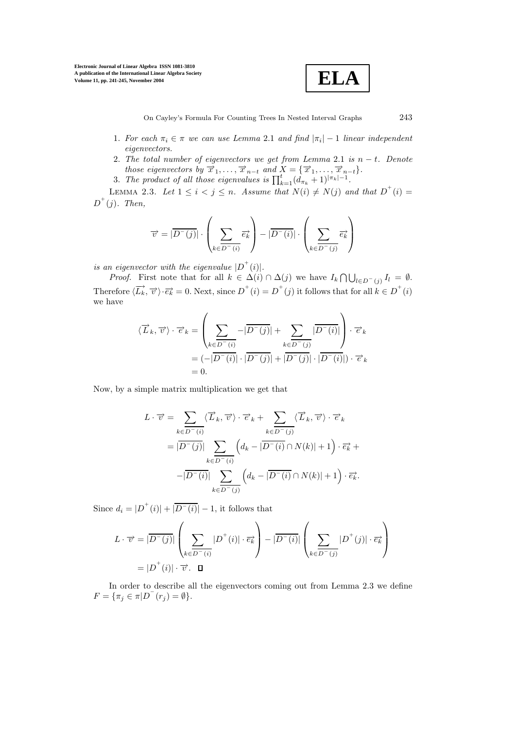1. *For each $\pi_i \in \pi$ we can use Lemma* 2.1 *and find $|\pi_i| - 1$ linear independent eigenvectors.*
2. *The total number of eigenvectors we get from Lemma* 2.1 *is $n - t$. Denote those eigenvectors by $\overrightarrow{x}_1, \ldots, \overrightarrow{x}_{n-t}$ and $X = \{\overrightarrow{x}_1, \ldots, \overrightarrow{x}_{n-t}\}$.*
3. *The product of all those eigenvalues is $\prod_{k=1}^{t}(d_{\pi_k} + 1)^{|\pi_k|-1}$.*

Lemma 2.3. *Let $1 \leq i < j \leq n$. Assume that $N(i) \neq N(j)$ and that $D^+(i) = D^+(j)$. Then,*

$$\overrightarrow{v} = |\overline{D^-(j)}| \cdot \left( \sum_{k \in \overline{D^-(i)}} \overrightarrow{e_k} \right) - |\overline{D^-(i)}| \cdot \left( \sum_{k \in \overline{D^-(j)}} \overrightarrow{e_k} \right)$$

*is an eigenvector with the eigenvalue $|D^+(i)|$.*

*Proof.* First note that for all $k \in \Delta(i) \cap \Delta(j)$ we have $I_k \bigcap \bigcup_{l \in D^-(j)} I_l = \emptyset$. Therefore $\langle \overrightarrow{L_k}, \overrightarrow{v} \rangle \cdot \overrightarrow{e_k} = 0$. Next, since $D^+(i) = D^+(j)$ it follows that for all $k \in D^+(i)$ we have

$$\begin{aligned}
\langle \overrightarrow{L}_k, \overrightarrow{v} \rangle \cdot \overrightarrow{e}_k &= \left( \sum_{k \in \overline{D^-(i)}} -|\overline{D^-(j)}| + \sum_{k \in \overline{D^-(j)}} |\overline{D^-(i)}| \right) \cdot \overrightarrow{e}_k \\
&= (-|\overline{D^-(i)}| \cdot |\overline{D^-(j)}| + |\overline{D^-(j)}| \cdot |\overline{D^-(i)}|) \cdot \overrightarrow{e}_k \\
&= 0.
\end{aligned}$$

Now, by a simple matrix multiplication we get that

$$\begin{aligned}
L \cdot \overrightarrow{v} &= \sum_{k \in \overline{D^-(i)}} \langle \overrightarrow{L}_k, \overrightarrow{v} \rangle \cdot \overrightarrow{e}_k + \sum_{k \in \overline{D^-(j)}} \langle \overrightarrow{L}_k, \overrightarrow{v} \rangle \cdot \overrightarrow{e}_k \\
&= |\overline{D^-(j)}| \sum_{k \in \overline{D^-(i)}} \left( d_k - |\overline{D^-(i)} \cap N(k)| + 1 \right) \cdot \overrightarrow{e_k} + \\
&\quad - |\overline{D^-(i)}| \sum_{k \in \overline{D^-(j)}} \left( d_k - |\overline{D^-(i)} \cap N(k)| + 1 \right) \cdot \overrightarrow{e_k}.
\end{aligned}$$

Since $d_i = |D^+(i)| + |\overline{D^-(i)}| - 1$, it follows that

$$\begin{aligned}
L \cdot \overrightarrow{v} &= |\overline{D^-(j)}| \left( \sum_{k \in \overline{D^-(i)}} |D^+(i)| \cdot \overrightarrow{e_k} \right) - |\overline{D^-(i)}| \left( \sum_{k \in \overline{D^-(j)}} |D^+(j)| \cdot \overrightarrow{e_k} \right) \\
&= |D^+(i)| \cdot \overrightarrow{v}. \quad \square
\end{aligned}$$

In order to describe all the eigenvectors coming out from Lemma 2.3 we define $F = \{\pi_j \in \pi | D^-(r_j) = \emptyset\}$.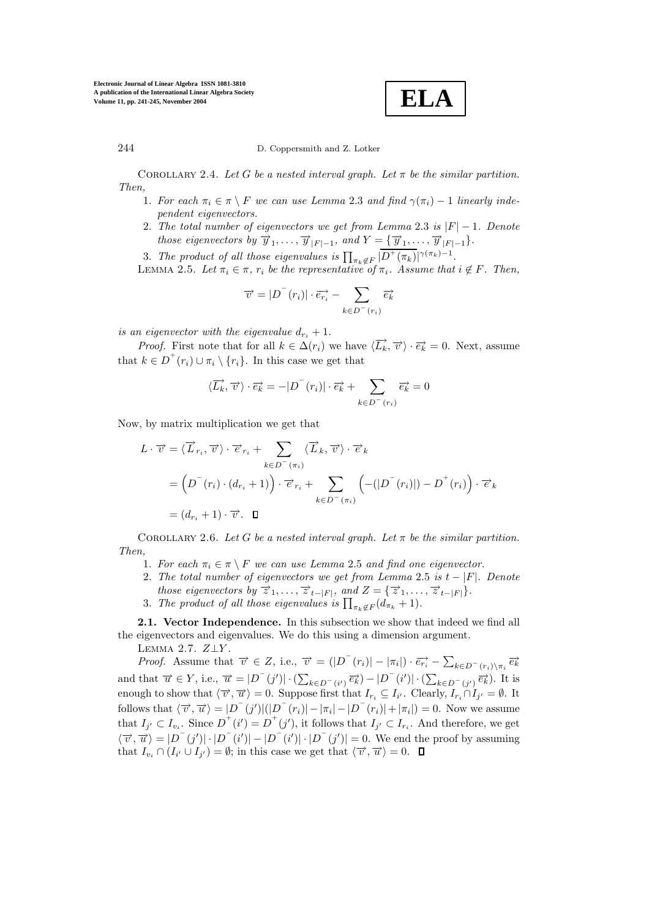COROLLARY 2.4. *Let $G$ be a nested interval graph. Let $\pi$ be the similar partition. Then,*

1. *For each $\pi_i \in \pi \setminus F$ we can use Lemma 2.3 and find $\gamma(\pi_i) - 1$ linearly independent eigenvectors.*
2. *The total number of eigenvectors we get from Lemma 2.3 is $|F| - 1$. Denote those eigenvectors by $\overrightarrow{y}_1, \ldots, \overrightarrow{y}_{|F|-1}$, and $Y = \{\overrightarrow{y}_1, \ldots, \overrightarrow{y}_{|F|-1}\}$.*
3. *The product of all those eigenvalues is $\prod_{\pi_k \notin F} |\overline{D^+(\pi_k)}|^{\gamma(\pi_k)-1}$.*

LEMMA 2.5. *Let $\pi_i \in \pi$, $r_i$ be the representative of $\pi_i$. Assume that $i \notin F$. Then,*

$$\overrightarrow{v} = |D^-(r_i)| \cdot \overrightarrow{e_{r_i}} - \sum_{k \in D^-(r_i)} \overrightarrow{e_k}$$

*is an eigenvector with the eigenvalue $d_{r_i} + 1$.*

*Proof.* First note that for all $k \in \Delta(r_i)$ we have $\langle \overrightarrow{L_k}, \overrightarrow{v} \rangle \cdot \overrightarrow{e_k} = 0$. Next, assume that $k \in D^+(r_i) \cup \pi_i \setminus \{r_i\}$. In this case we get that

$$\langle \overrightarrow{L_k}, \overrightarrow{v} \rangle \cdot \overrightarrow{e_k} = -|D^-(r_i)| \cdot \overrightarrow{e_k} + \sum_{k \in D^-(r_i)} \overrightarrow{e_k} = 0$$

Now, by matrix multiplication we get that

$$\begin{aligned} L \cdot \overrightarrow{v} &= \langle \overrightarrow{L}_{r_i}, \overrightarrow{v} \rangle \cdot \overrightarrow{e}_{r_i} + \sum_{k \in D^-(\pi_i)} \langle \overrightarrow{L}_k, \overrightarrow{v} \rangle \cdot \overrightarrow{e}_k \\ &= \Big( D^-(r_i) \cdot (d_{r_i} + 1) \Big) \cdot \overrightarrow{e}_{r_i} + \sum_{k \in D^-(\pi_i)} \Big( -(|D^-(r_i)|) - D^+(r_i) \Big) \cdot \overrightarrow{e}_k \\ &= (d_{r_i} + 1) \cdot \overrightarrow{v}. \quad \square \end{aligned}$$

COROLLARY 2.6. *Let $G$ be a nested interval graph. Let $\pi$ be the similar partition. Then,*

1. *For each $\pi_i \in \pi \setminus F$ we can use Lemma 2.5 and find one eigenvector.*
2. *The total number of eigenvectors we get from Lemma 2.5 is $t - |F|$. Denote those eigenvectors by $\overrightarrow{z}_1, \ldots, \overrightarrow{z}_{t-|F|}$, and $Z = \{\overrightarrow{z}_1, \ldots, \overrightarrow{z}_{t-|F|}\}$.*
3. *The product of all those eigenvalues is $\prod_{\pi_k \notin F} (d_{\pi_k} + 1)$.*

**2.1. Vector Independence.** In this subsection we show that indeed we find all the eigenvectors and eigenvalues. We do this using a dimension argument.

LEMMA 2.7. *$Z \perp Y$.*

*Proof.* Assume that $\overrightarrow{v} \in Z$, i.e., $\overrightarrow{v} = (|D^-(r_i)| - |\pi_i|) \cdot \overrightarrow{e_{r_i}} - \sum_{k \in D^-(r_i) \setminus \pi_i} \overrightarrow{e_k}$ and that $\overrightarrow{u} \in Y$, i.e., $\overrightarrow{u} = |D^-(j')| \cdot (\sum_{k \in D^-(i')} \overrightarrow{e_k}) - |D^-(i')| \cdot (\sum_{k \in D^-(j')} \overrightarrow{e_k})$. It is enough to show that $\langle \overrightarrow{v}, \overrightarrow{u} \rangle = 0$. Suppose first that $I_{r_i} \subseteq I_{i'}$. Clearly, $I_{r_i} \cap I_{j'} = \emptyset$. It follows that $\langle \overrightarrow{v}, \overrightarrow{u} \rangle = |D^-(j')|(|D^-(r_i)| - |\pi_i| - |D^-(r_i)| + |\pi_i|) = 0$. Now we assume that $I_{j'} \subset I_{v_i}$. Since $D^+(i') = D^+(j')$, it follows that $I_{j'} \subset I_{r_i}$. And therefore, we get $\langle \overrightarrow{v}, \overrightarrow{u} \rangle = |D^-(j')| \cdot |D^-(i')| - |D^-(i')| \cdot |D^-(j')| = 0$. We end the proof by assuming that $I_{v_i} \cap (I_{i'} \cup I_{j'}) = \emptyset$; in this case we get that $\langle \overrightarrow{v}, \overrightarrow{u} \rangle = 0$. $\square$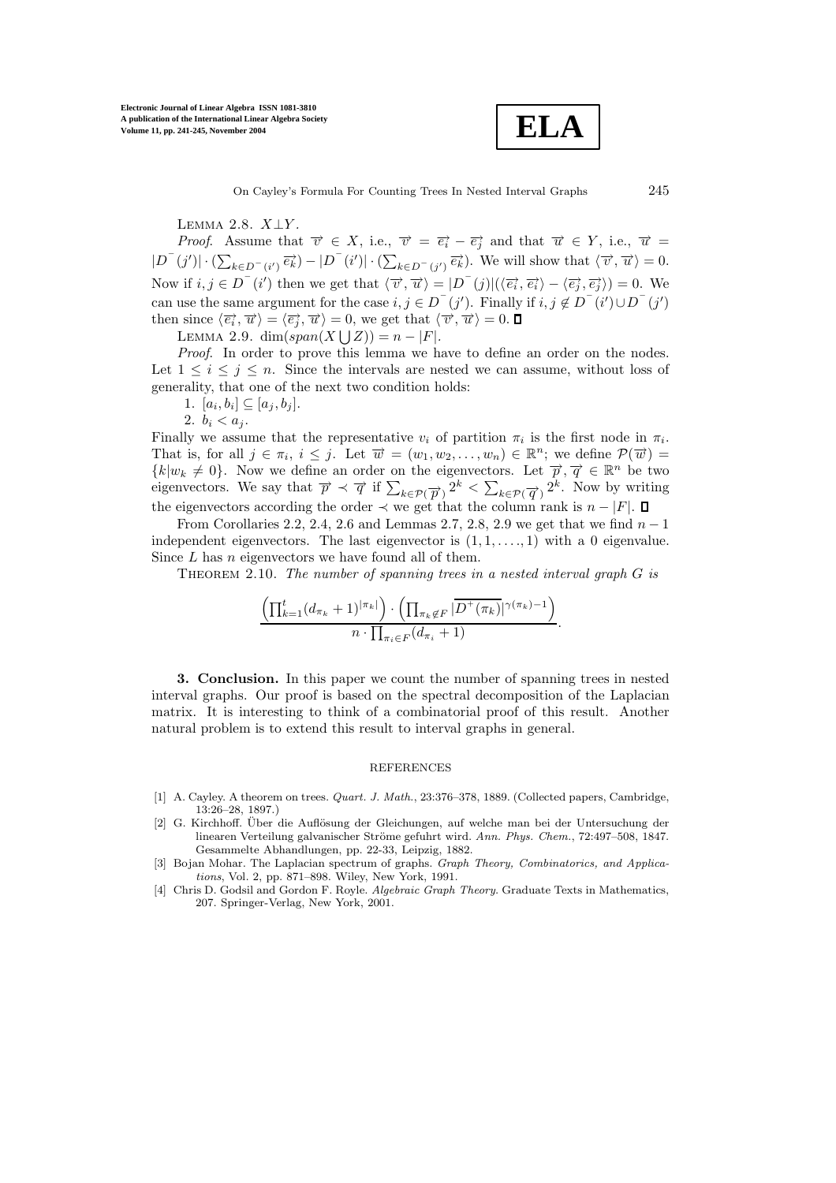LEMMA 2.8. $X \perp Y$.

*Proof.* Assume that $\overrightarrow{v} \in X$, i.e., $\overrightarrow{v} = \overrightarrow{e_i} - \overrightarrow{e_j}$ and that $\overrightarrow{u} \in Y$, i.e., $\overrightarrow{u} = |D^{-}(j')| \cdot (\sum_{k \in D^{-}(i')} \overrightarrow{e_k}) - |D^{-}(i')| \cdot (\sum_{k \in D^{-}(j')} \overrightarrow{e_k})$. We will show that $\langle \overrightarrow{v}, \overrightarrow{u} \rangle = 0$. Now if $i, j \in D^{-}(i')$ then we get that $\langle \overrightarrow{v}, \overrightarrow{u} \rangle = |D^{-}(j)|(\langle \overrightarrow{e_i}, \overrightarrow{e_i} \rangle - \langle \overrightarrow{e_j}, \overrightarrow{e_j} \rangle) = 0$. We can use the same argument for the case $i, j \in D^{-}(j')$. Finally if $i, j \notin D^{-}(i') \cup D^{-}(j')$ then since $\langle \overrightarrow{e_i}, \overrightarrow{u} \rangle = \langle \overrightarrow{e_j}, \overrightarrow{u} \rangle = 0$, we get that $\langle \overrightarrow{v}, \overrightarrow{u} \rangle = 0$. ∎

LEMMA 2.9. $\dim(span(X \bigcup Z)) = n - |F|$.

*Proof.* In order to prove this lemma we have to define an order on the nodes. Let $1 \leq i \leq j \leq n$. Since the intervals are nested we can assume, without loss of generality, that one of the next two condition holds:

1. $[a_i, b_i] \subseteq [a_j, b_j]$.
2. $b_i < a_j$.

Finally we assume that the representative $v_i$ of partition $\pi_i$ is the first node in $\pi_i$. That is, for all $j \in \pi_i$, $i \leq j$. Let $\overrightarrow{w} = (w_1, w_2, \ldots, w_n) \in \mathbb{R}^n$; we define $\mathcal{P}(\overrightarrow{w}) = \{k | w_k \neq 0\}$. Now we define an order on the eigenvectors. Let $\overrightarrow{p}, \overrightarrow{q} \in \mathbb{R}^n$ be two eigenvectors. We say that $\overrightarrow{p} \prec \overrightarrow{q}$ if $\sum_{k \in \mathcal{P}(\overrightarrow{p})} 2^k < \sum_{k \in \mathcal{P}(\overrightarrow{q})} 2^k$. Now by writing the eigenvectors according the order $\prec$ we get that the column rank is $n - |F|$. ∎

From Corollaries 2.2, 2.4, 2.6 and Lemmas 2.7, 2.8, 2.9 we get that we find $n-1$ independent eigenvectors. The last eigenvector is $(1, 1, \ldots, 1)$ with a 0 eigenvalue. Since $L$ has $n$ eigenvectors we have found all of them.

THEOREM 2.10. *The number of spanning trees in a nested interval graph $G$ is*

$$\frac{\left(\prod_{k=1}^{t} (d_{\pi_k} + 1)^{|\pi_k|}\right) \cdot \left(\prod_{\pi_k \notin F} |\overline{D^{+}(\pi_k)}|^{\gamma(\pi_k) - 1}\right)}{n \cdot \prod_{\pi_i \in F} (d_{\pi_i} + 1)}.$$

**3. Conclusion.** In this paper we count the number of spanning trees in nested interval graphs. Our proof is based on the spectral decomposition of the Laplacian matrix. It is interesting to think of a combinatorial proof of this result. Another natural problem is to extend this result to interval graphs in general.

## REFERENCES

[1] A. Cayley. A theorem on trees. *Quart. J. Math.*, 23:376–378, 1889. (Collected papers, Cambridge, 13:26–28, 1897.)

[2] G. Kirchhoff. Über die Auflösung der Gleichungen, auf welche man bei der Untersuchung der linearen Verteilung galvanischer Ströme gefuhrt wird. *Ann. Phys. Chem.*, 72:497–508, 1847. Gesammelte Abhandlungen, pp. 22-33, Leipzig, 1882.

[3] Bojan Mohar. The Laplacian spectrum of graphs. *Graph Theory, Combinatorics, and Applications*, Vol. 2, pp. 871–898. Wiley, New York, 1991.

[4] Chris D. Godsil and Gordon F. Royle. *Algebraic Graph Theory*. Graduate Texts in Mathematics, 207. Springer-Verlag, New York, 2001.